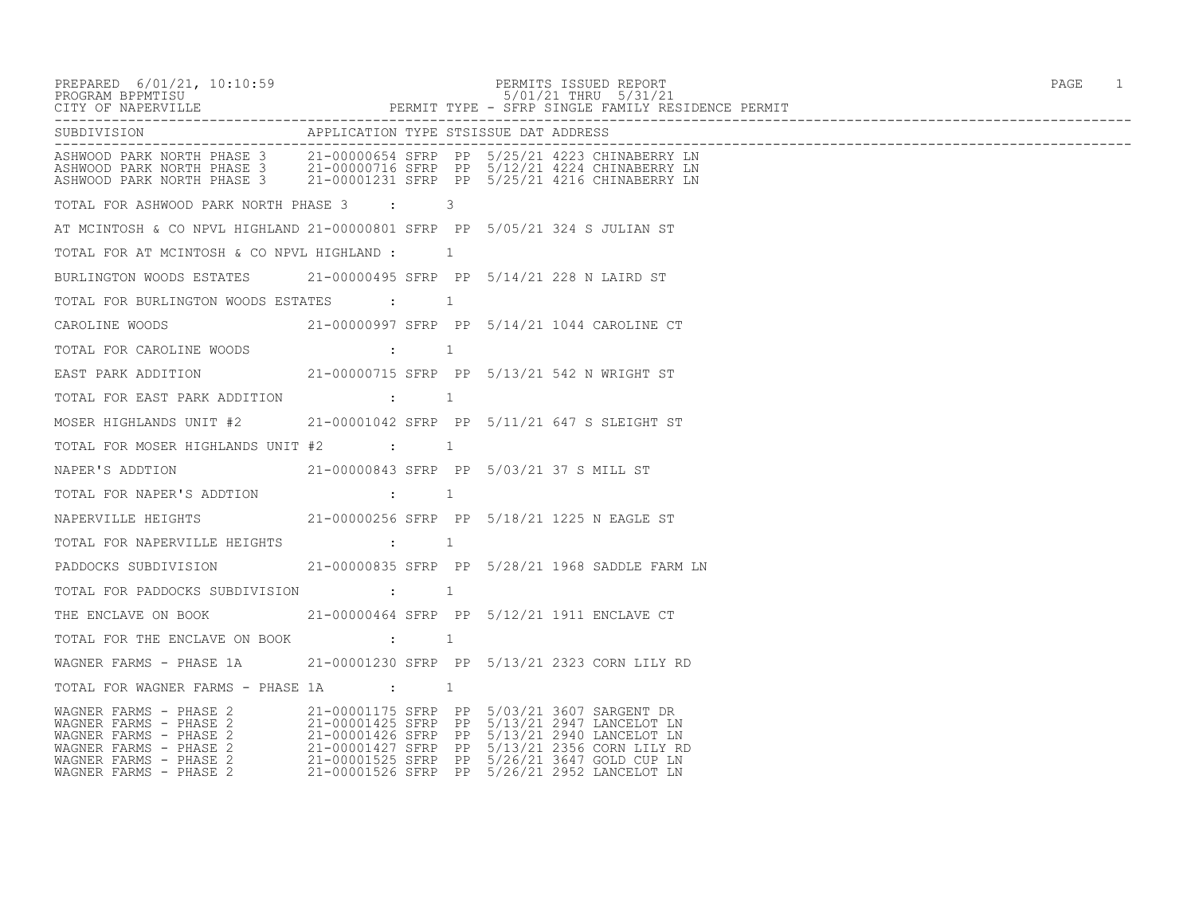PREPARED 6/01/21, 10:10:59
PROGRAM BPPMTISU
CITY OF NAPERVILLE

PERMITS ISSUED REPORT
5/01/21 THRU 5/31/21
PERMIT TYPE - SFRP SINGLE FAMILY RESIDENCE PERMIT

| SUBDIVISION | APPLICATION | TYPE | STS | ISSUE DAT | ADDRESS |
|---|---|---|---|---|---|
| ASHWOOD PARK NORTH PHASE 3 | 21-00000654 | SFRP | PP | 5/25/21 | 4223 CHINABERRY LN |
| ASHWOOD PARK NORTH PHASE 3 | 21-00000716 | SFRP | PP | 5/12/21 | 4224 CHINABERRY LN |
| ASHWOOD PARK NORTH PHASE 3 | 21-00001231 | SFRP | PP | 5/25/21 | 4216 CHINABERRY LN |
| TOTAL FOR ASHWOOD PARK NORTH PHASE 3 : | 3 | | | | |
| AT MCINTOSH & CO NPVL HIGHLAND | 21-00000801 | SFRP | PP | 5/05/21 | 324 S JULIAN ST |
| TOTAL FOR AT MCINTOSH & CO NPVL HIGHLAND : | 1 | | | | |
| BURLINGTON WOODS ESTATES | 21-00000495 | SFRP | PP | 5/14/21 | 228 N LAIRD ST |
| TOTAL FOR BURLINGTON WOODS ESTATES : | 1 | | | | |
| CAROLINE WOODS | 21-00000997 | SFRP | PP | 5/14/21 | 1044 CAROLINE CT |
| TOTAL FOR CAROLINE WOODS : | 1 | | | | |
| EAST PARK ADDITION | 21-00000715 | SFRP | PP | 5/13/21 | 542 N WRIGHT ST |
| TOTAL FOR EAST PARK ADDITION : | 1 | | | | |
| MOSER HIGHLANDS UNIT #2 | 21-00001042 | SFRP | PP | 5/11/21 | 647 S SLEIGHT ST |
| TOTAL FOR MOSER HIGHLANDS UNIT #2 : | 1 | | | | |
| NAPER'S ADDTION | 21-00000843 | SFRP | PP | 5/03/21 | 37 S MILL ST |
| TOTAL FOR NAPER'S ADDTION : | 1 | | | | |
| NAPERVILLE HEIGHTS | 21-00000256 | SFRP | PP | 5/18/21 | 1225 N EAGLE ST |
| TOTAL FOR NAPERVILLE HEIGHTS : | 1 | | | | |
| PADDOCKS SUBDIVISION | 21-00000835 | SFRP | PP | 5/28/21 | 1968 SADDLE FARM LN |
| TOTAL FOR PADDOCKS SUBDIVISION : | 1 | | | | |
| THE ENCLAVE ON BOOK | 21-00000464 | SFRP | PP | 5/12/21 | 1911 ENCLAVE CT |
| TOTAL FOR THE ENCLAVE ON BOOK : | 1 | | | | |
| WAGNER FARMS - PHASE 1A | 21-00001230 | SFRP | PP | 5/13/21 | 2323 CORN LILY RD |
| TOTAL FOR WAGNER FARMS - PHASE 1A : | 1 | | | | |
| WAGNER FARMS - PHASE 2 | 21-00001175 | SFRP | PP | 5/03/21 | 3607 SARGENT DR |
| WAGNER FARMS - PHASE 2 | 21-00001425 | SFRP | PP | 5/13/21 | 2947 LANCELOT LN |
| WAGNER FARMS - PHASE 2 | 21-00001426 | SFRP | PP | 5/13/21 | 2940 LANCELOT LN |
| WAGNER FARMS - PHASE 2 | 21-00001427 | SFRP | PP | 5/13/21 | 2356 CORN LILY RD |
| WAGNER FARMS - PHASE 2 | 21-00001525 | SFRP | PP | 5/26/21 | 3647 GOLD CUP LN |
| WAGNER FARMS - PHASE 2 | 21-00001526 | SFRP | PP | 5/26/21 | 2952 LANCELOT LN |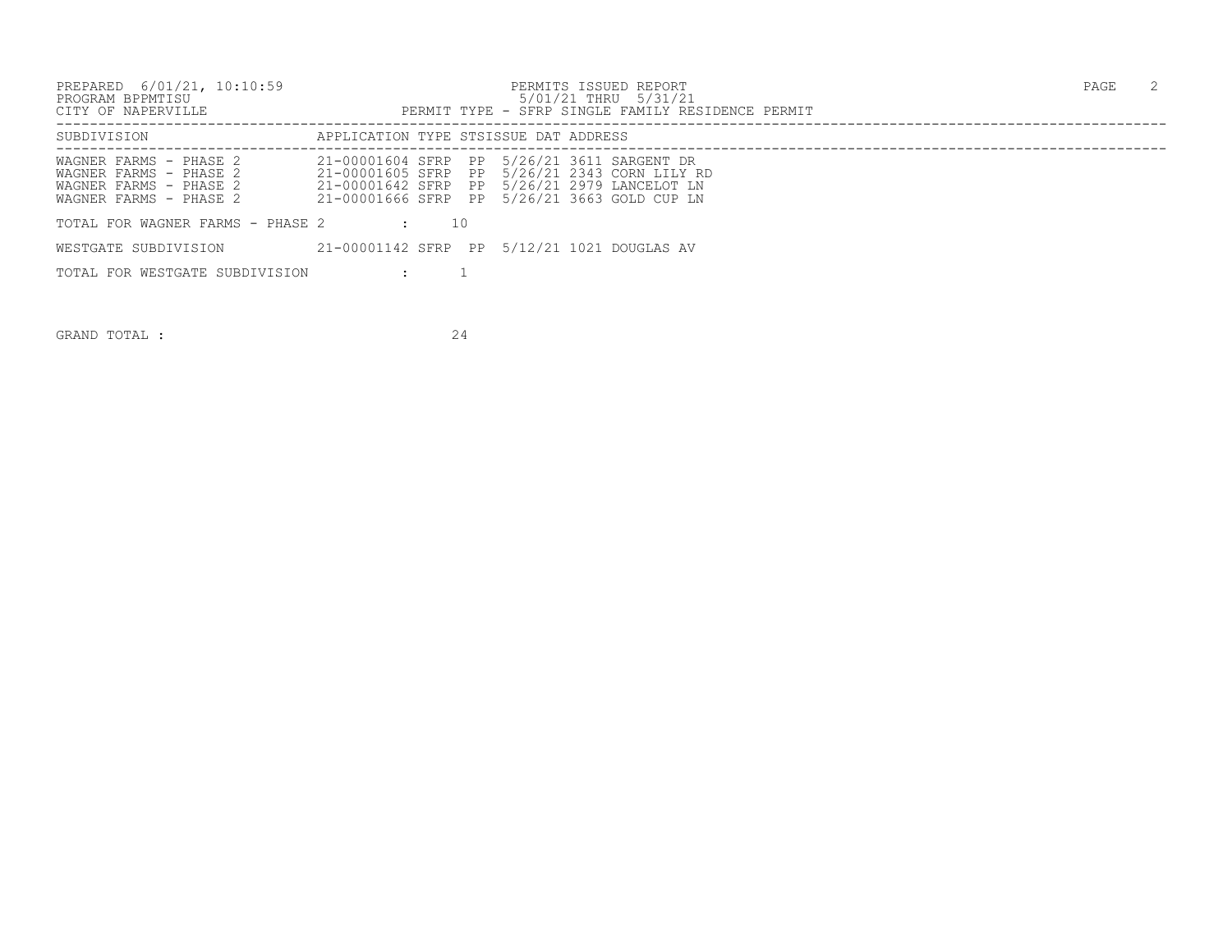PREPARED 6/01/21, 10:10:59
PROGRAM BPPMTISU
CITY OF NAPERVILLE

PERMITS ISSUED REPORT
5/01/21 THRU 5/31/21
PERMIT TYPE - SFRP SINGLE FAMILY RESIDENCE PERMIT

| SUBDIVISION | APPLICATION | TYPE | STS | ISSUE DAT | ADDRESS |
|---|---|---|---|---|---|
| WAGNER FARMS - PHASE 2 | 21-00001604 | SFRP | PP | 5/26/21 | 3611 SARGENT DR |
| WAGNER FARMS - PHASE 2 | 21-00001605 | SFRP | PP | 5/26/21 | 2343 CORN LILY RD |
| WAGNER FARMS - PHASE 2 | 21-00001642 | SFRP | PP | 5/26/21 | 2979 LANCELOT LN |
| WAGNER FARMS - PHASE 2 | 21-00001666 | SFRP | PP | 5/26/21 | 3663 GOLD CUP LN |
| TOTAL FOR WAGNER FARMS - PHASE 2 : 10 | | | | | |
| WESTGATE SUBDIVISION | 21-00001142 | SFRP | PP | 5/12/21 | 1021 DOUGLAS AV |
| TOTAL FOR WESTGATE SUBDIVISION : 1 | | | | | |

GRAND TOTAL : 24